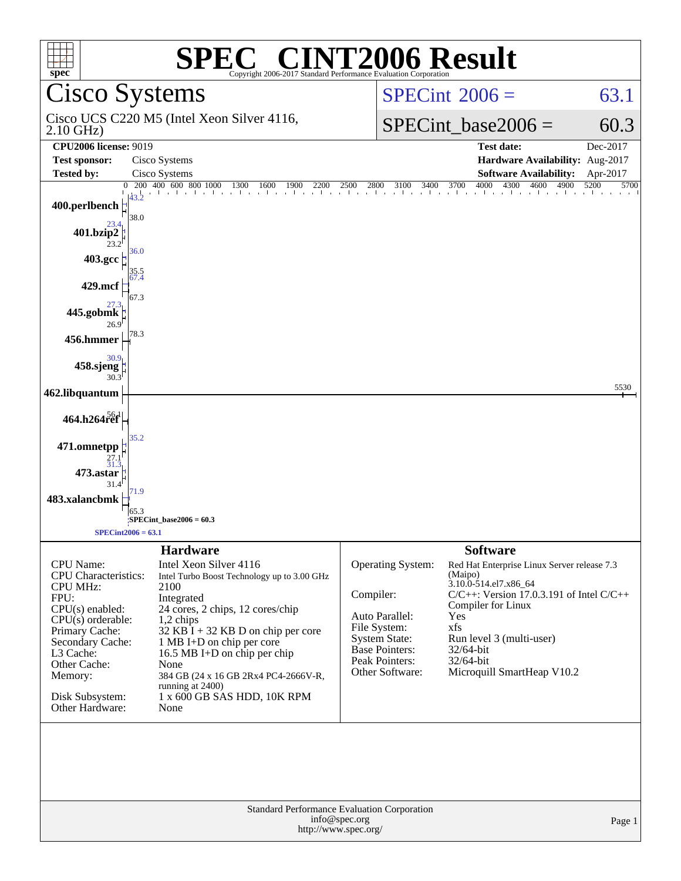# SPEC® CINT2006 Result

Copyright 2006-2017 Standard Performance Evaluation Corporation

## Cisco Systems

Cisco UCS C220 M5 (Intel Xeon Silver 4116, 2.10 GHz)

SPECint 2006 = 63.1

SPECint_base2006 = 60.3

| | | | |
|---|---|---|---|
| **CPU2006 license:** 9019 | | **Test date:** | Dec-2017 |
| **Test sponsor:** | Cisco Systems | **Hardware Availability:** | Aug-2017 |
| **Tested by:** | Cisco Systems | **Software Availability:** | Apr-2017 |

| Benchmark | Peak | Base |
|---|---|---|
| 400.perlbench | 43.2 | 38.0 |
| 401.bzip2 | 23.4 | 23.2 |
| 403.gcc | 36.0 | 35.5 |
| 429.mcf | 67.4 | 67.3 |
| 445.gobmk | 27.3 | 26.9 |
| 456.hmmer | 78.3 | 78.3 |
| 458.sjeng | 30.9 | 30.3 |
| 462.libquantum | 5530 | 5530 |
| 464.h264ref | 56.1 | 56.1 |
| 471.omnetpp | 35.2 | 27.1 |
| 473.astar | 31.3 | 31.4 |
| 483.xalancbmk | 71.9 | 65.3 |

SPECint_base2006 = 60.3

SPECint2006 = 63.1

### Hardware

| | |
|---|---|
| CPU Name: | Intel Xeon Silver 4116 |
| CPU Characteristics: | Intel Turbo Boost Technology up to 3.00 GHz |
| CPU MHz: | 2100 |
| FPU: | Integrated |
| CPU(s) enabled: | 24 cores, 2 chips, 12 cores/chip |
| CPU(s) orderable: | 1,2 chips |
| Primary Cache: | 32 KB I + 32 KB D on chip per core |
| Secondary Cache: | 1 MB I+D on chip per core |
| L3 Cache: | 16.5 MB I+D on chip per chip |
| Other Cache: | None |
| Memory: | 384 GB (24 x 16 GB 2Rx4 PC4-2666V-R, running at 2400) |
| Disk Subsystem: | 1 x 600 GB SAS HDD, 10K RPM |
| Other Hardware: | None |

### Software

| | |
|---|---|
| Operating System: | Red Hat Enterprise Linux Server release 7.3 (Maipo) 3.10.0-514.el7.x86_64 |
| Compiler: | C/C++: Version 17.0.3.191 of Intel C/C++ Compiler for Linux |
| Auto Parallel: | Yes |
| File System: | xfs |
| System State: | Run level 3 (multi-user) |
| Base Pointers: | 32/64-bit |
| Peak Pointers: | 32/64-bit |
| Other Software: | Microquill SmartHeap V10.2 |

Standard Performance Evaluation Corporation
info@spec.org
http://www.spec.org/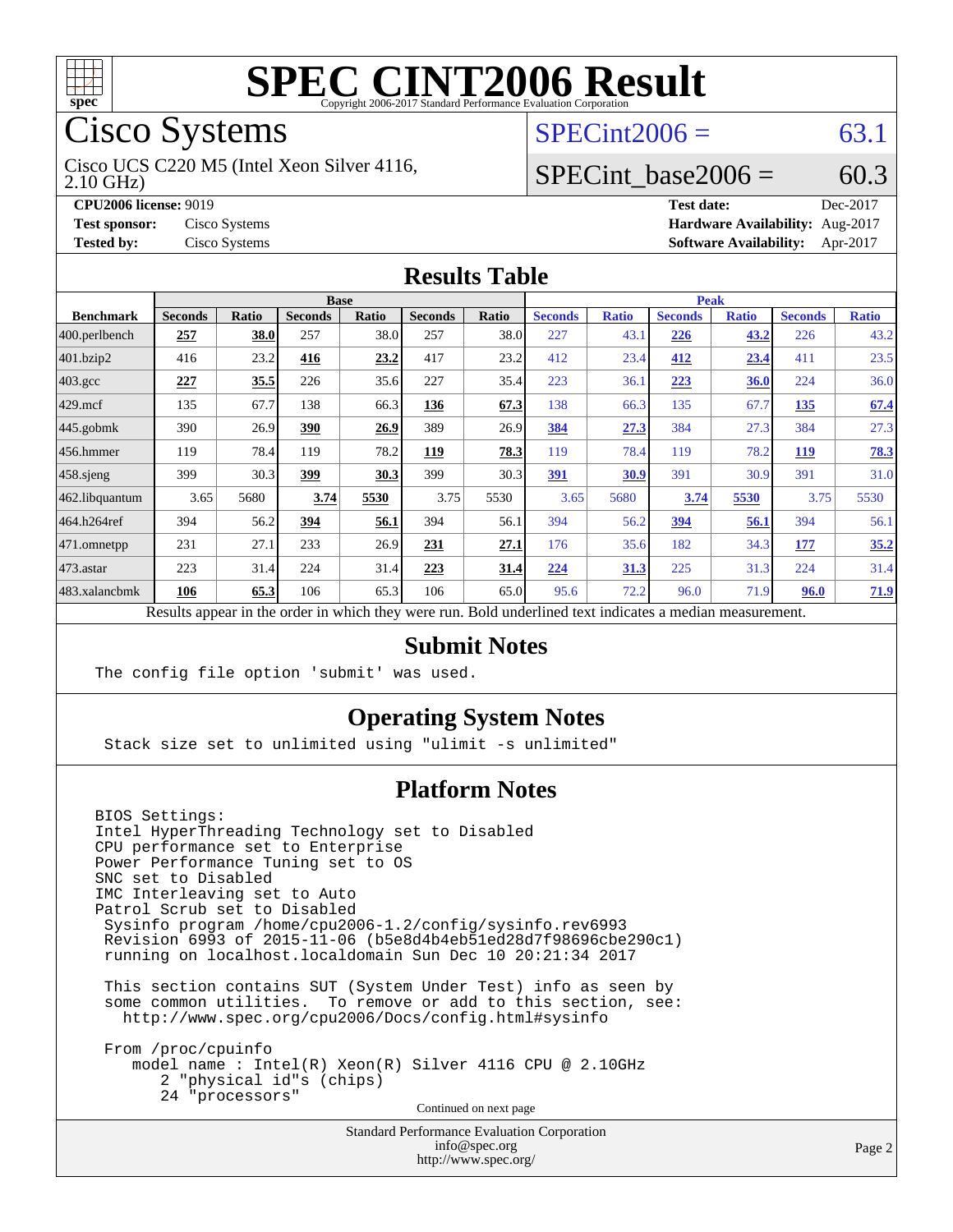# SPEC CINT2006 Result

Copyright 2006-2017 Standard Performance Evaluation Corporation

## Cisco Systems

Cisco UCS C220 M5 (Intel Xeon Silver 4116, 2.10 GHz)

SPECint2006 = 63.1

SPECint_base2006 = 60.3

**CPU2006 license:** 9019

**Test sponsor:** Cisco Systems

**Tested by:** Cisco Systems

**Test date:** Dec-2017

**Hardware Availability:** Aug-2017

**Software Availability:** Apr-2017

### Results Table

| Benchmark | Base | | | | | | Peak | | | | | |
|---|---|---|---|---|---|---|---|---|---|---|---|---|
| | Seconds | Ratio | Seconds | Ratio | Seconds | Ratio | Seconds | Ratio | Seconds | Ratio | Seconds | Ratio |
| 400.perlbench | **257** | **38.0** | 257 | 38.0 | 257 | 38.0 | 227 | 43.1 | **226** | **43.2** | 226 | 43.2 |
| 401.bzip2 | 416 | 23.2 | **416** | **23.2** | 417 | 23.2 | 412 | 23.4 | **412** | **23.4** | 411 | 23.5 |
| 403.gcc | **227** | **35.5** | 226 | 35.6 | 227 | 35.4 | 223 | 36.1 | **223** | **36.0** | 224 | 36.0 |
| 429.mcf | 135 | 67.7 | 138 | 66.3 | **136** | **67.3** | 138 | 66.3 | 135 | 67.7 | **135** | **67.4** |
| 445.gobmk | 390 | 26.9 | **390** | **26.9** | 389 | 26.9 | **384** | **27.3** | 384 | 27.3 | 384 | 27.3 |
| 456.hmmer | 119 | 78.4 | 119 | 78.2 | **119** | **78.3** | 119 | 78.4 | 119 | 78.2 | **119** | **78.3** |
| 458.sjeng | 399 | 30.3 | **399** | **30.3** | 399 | 30.3 | **391** | **30.9** | 391 | 30.9 | 391 | 31.0 |
| 462.libquantum | 3.65 | 5680 | **3.74** | **5530** | 3.75 | 5530 | 3.65 | 5680 | **3.74** | **5530** | 3.75 | 5530 |
| 464.h264ref | 394 | 56.2 | **394** | **56.1** | 394 | 56.1 | 394 | 56.2 | **394** | **56.1** | 394 | 56.1 |
| 471.omnetpp | 231 | 27.1 | 233 | 26.9 | **231** | **27.1** | 176 | 35.6 | 182 | 34.3 | **177** | **35.2** |
| 473.astar | 223 | 31.4 | 224 | 31.4 | **223** | **31.4** | **224** | **31.3** | 225 | 31.3 | 224 | 31.4 |
| 483.xalancbmk | **106** | **65.3** | 106 | 65.3 | 106 | 65.0 | 95.6 | 72.2 | 96.0 | 71.9 | **96.0** | **71.9** |

Results appear in the order in which they were run. Bold underlined text indicates a median measurement.

### Submit Notes

```
The config file option 'submit' was used.
```

### Operating System Notes

```
Stack size set to unlimited using "ulimit -s unlimited"
```

### Platform Notes

```
BIOS Settings:
Intel HyperThreading Technology set to Disabled
CPU performance set to Enterprise
Power Performance Tuning set to OS
SNC set to Disabled
IMC Interleaving set to Auto
Patrol Scrub set to Disabled
 Sysinfo program /home/cpu2006-1.2/config/sysinfo.rev6993
 Revision 6993 of 2015-11-06 (b5e8d4b4eb51ed28d7f98696cbe290c1)
 running on localhost.localdomain Sun Dec 10 20:21:34 2017

 This section contains SUT (System Under Test) info as seen by
 some common utilities.  To remove or add to this section, see:
   http://www.spec.org/cpu2006/Docs/config.html#sysinfo

 From /proc/cpuinfo
    model name : Intel(R) Xeon(R) Silver 4116 CPU @ 2.10GHz
       2 "physical id"s (chips)
       24 "processors"
```

Continued on next page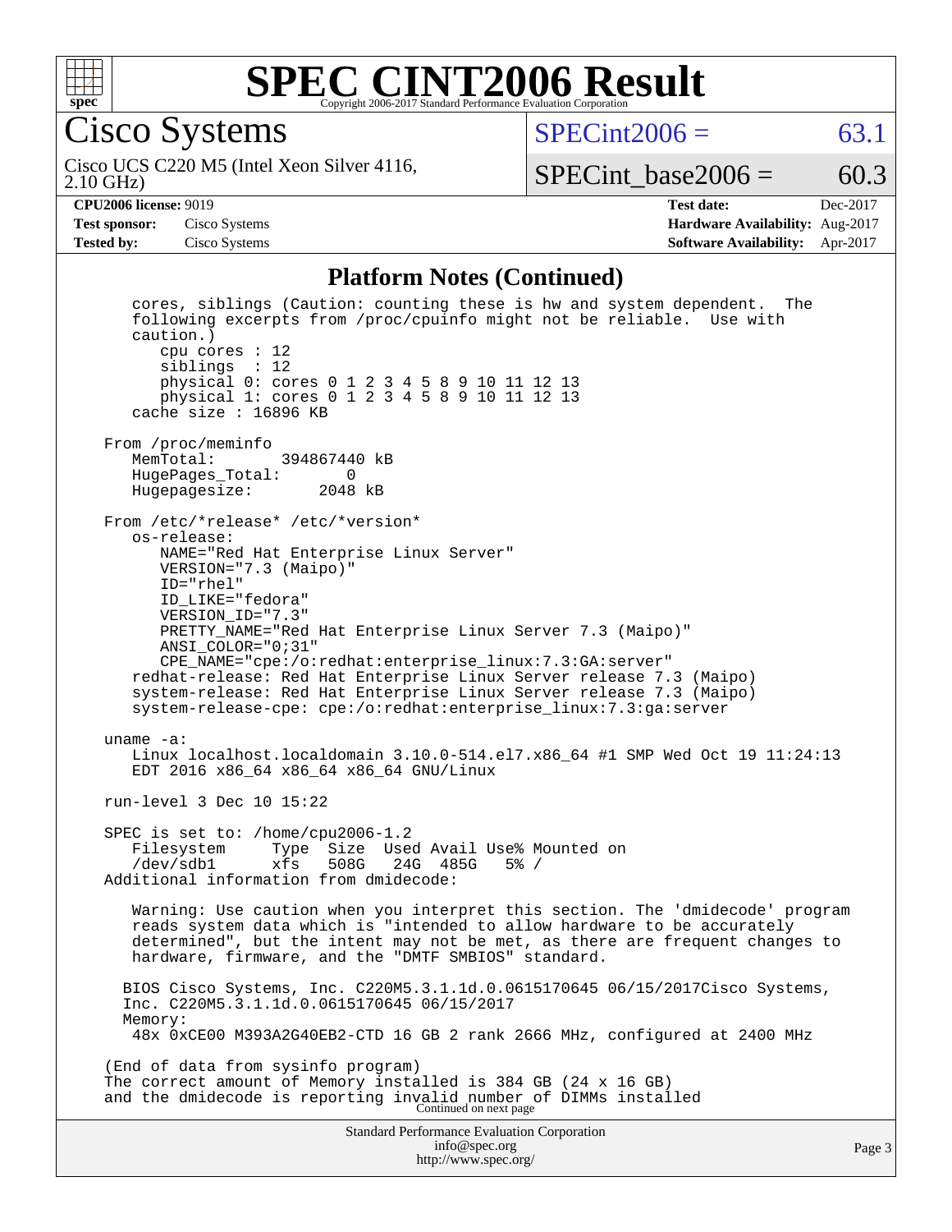## Platform Notes (Continued)

```
   cores, siblings (Caution: counting these is hw and system dependent.  The
   following excerpts from /proc/cpuinfo might not be reliable.  Use with
   caution.)
      cpu cores : 12
      siblings  : 12
      physical 0: cores 0 1 2 3 4 5 8 9 10 11 12 13
      physical 1: cores 0 1 2 3 4 5 8 9 10 11 12 13
   cache size : 16896 KB

From /proc/meminfo
   MemTotal:       394867440 kB
   HugePages_Total:       0
   Hugepagesize:       2048 kB

From /etc/*release* /etc/*version*
   os-release:
      NAME="Red Hat Enterprise Linux Server"
      VERSION="7.3 (Maipo)"
      ID="rhel"
      ID_LIKE="fedora"
      VERSION_ID="7.3"
      PRETTY_NAME="Red Hat Enterprise Linux Server 7.3 (Maipo)"
      ANSI_COLOR="0;31"
      CPE_NAME="cpe:/o:redhat:enterprise_linux:7.3:GA:server"
   redhat-release: Red Hat Enterprise Linux Server release 7.3 (Maipo)
   system-release: Red Hat Enterprise Linux Server release 7.3 (Maipo)
   system-release-cpe: cpe:/o:redhat:enterprise_linux:7.3:ga:server

uname -a:
   Linux localhost.localdomain 3.10.0-514.el7.x86_64 #1 SMP Wed Oct 19 11:24:13
   EDT 2016 x86_64 x86_64 x86_64 GNU/Linux

run-level 3 Dec 10 15:22

SPEC is set to: /home/cpu2006-1.2
   Filesystem     Type  Size  Used Avail Use% Mounted on
   /dev/sdb1      xfs   508G   24G  485G   5% /
Additional information from dmidecode:

   Warning: Use caution when you interpret this section. The 'dmidecode' program
   reads system data which is "intended to allow hardware to be accurately
   determined", but the intent may not be met, as there are frequent changes to
   hardware, firmware, and the "DMTF SMBIOS" standard.

  BIOS Cisco Systems, Inc. C220M5.3.1.1d.0.0615170645 06/15/2017Cisco Systems,
  Inc. C220M5.3.1.1d.0.0615170645 06/15/2017
  Memory:
   48x 0xCE00 M393A2G40EB2-CTD 16 GB 2 rank 2666 MHz, configured at 2400 MHz

(End of data from sysinfo program)
The correct amount of Memory installed is 384 GB (24 x 16 GB)
and the dmidecode is reporting invalid number of DIMMs installed
```

Continued on next page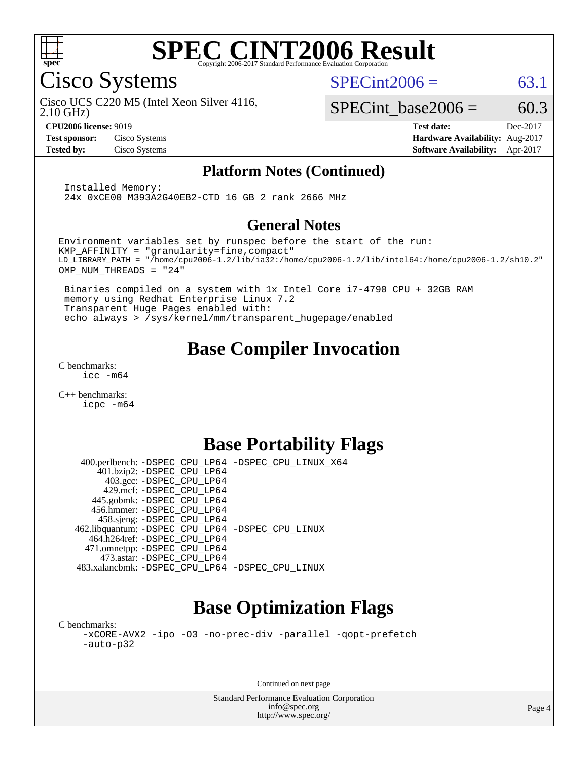# SPEC CINT2006 Result

Copyright 2006-2017 Standard Performance Evaluation Corporation

## Cisco Systems

Cisco UCS C220 M5 (Intel Xeon Silver 4116, 2.10 GHz)

SPECint2006 = 63.1

SPECint_base2006 = 60.3

| | | | |
|---|---|---|---|
| **CPU2006 license:** 9019 | | **Test date:** | Dec-2017 |
| **Test sponsor:** | Cisco Systems | **Hardware Availability:** | Aug-2017 |
| **Tested by:** | Cisco Systems | **Software Availability:** | Apr-2017 |

### Platform Notes (Continued)

```
Installed Memory:
24x 0xCE00 M393A2G40EB2-CTD 16 GB 2 rank 2666 MHz
```

### General Notes

```
Environment variables set by runspec before the start of the run:
KMP_AFFINITY = "granularity=fine,compact"
LD_LIBRARY_PATH = "/home/cpu2006-1.2/lib/ia32:/home/cpu2006-1.2/lib/intel64:/home/cpu2006-1.2/sh10.2"
OMP_NUM_THREADS = "24"

 Binaries compiled on a system with 1x Intel Core i7-4790 CPU + 32GB RAM
 memory using Redhat Enterprise Linux 7.2
 Transparent Huge Pages enabled with:
 echo always > /sys/kernel/mm/transparent_hugepage/enabled
```

## Base Compiler Invocation

C benchmarks:
```
icc -m64
```

C++ benchmarks:
```
icpc -m64
```

## Base Portability Flags

| | |
|---|---|
| 400.perlbench: | -DSPEC_CPU_LP64 -DSPEC_CPU_LINUX_X64 |
| 401.bzip2: | -DSPEC_CPU_LP64 |
| 403.gcc: | -DSPEC_CPU_LP64 |
| 429.mcf: | -DSPEC_CPU_LP64 |
| 445.gobmk: | -DSPEC_CPU_LP64 |
| 456.hmmer: | -DSPEC_CPU_LP64 |
| 458.sjeng: | -DSPEC_CPU_LP64 |
| 462.libquantum: | -DSPEC_CPU_LP64 -DSPEC_CPU_LINUX |
| 464.h264ref: | -DSPEC_CPU_LP64 |
| 471.omnetpp: | -DSPEC_CPU_LP64 |
| 473.astar: | -DSPEC_CPU_LP64 |
| 483.xalancbmk: | -DSPEC_CPU_LP64 -DSPEC_CPU_LINUX |

## Base Optimization Flags

C benchmarks:
```
-xCORE-AVX2 -ipo -O3 -no-prec-div -parallel -qopt-prefetch
-auto-p32
```

Continued on next page

Standard Performance Evaluation Corporation
info@spec.org
http://www.spec.org/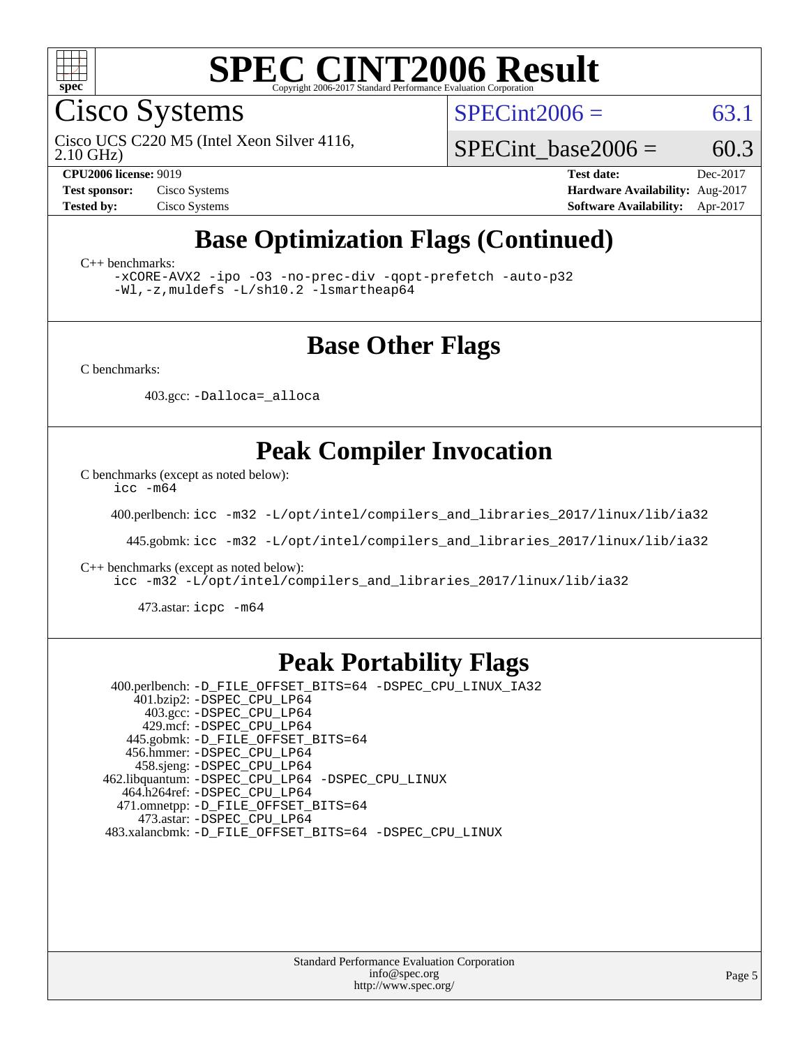# SPEC CINT2006 Result

Copyright 2006-2017 Standard Performance Evaluation Corporation

## Cisco Systems

Cisco UCS C220 M5 (Intel Xeon Silver 4116, 2.10 GHz)

SPECint2006 = 63.1

SPECint_base2006 = 60.3

**CPU2006 license:** 9019
**Test sponsor:** Cisco Systems
**Tested by:** Cisco Systems
**Test date:** Dec-2017
**Hardware Availability:** Aug-2017
**Software Availability:** Apr-2017

## Base Optimization Flags (Continued)

C++ benchmarks:

```
-xCORE-AVX2 -ipo -O3 -no-prec-div -qopt-prefetch -auto-p32
-Wl,-z,muldefs -L/sh10.2 -lsmartheap64
```

## Base Other Flags

C benchmarks:

403.gcc: `-Dalloca=_alloca`

## Peak Compiler Invocation

C benchmarks (except as noted below):

`icc -m64`

400.perlbench: `icc -m32 -L/opt/intel/compilers_and_libraries_2017/linux/lib/ia32`

445.gobmk: `icc -m32 -L/opt/intel/compilers_and_libraries_2017/linux/lib/ia32`

C++ benchmarks (except as noted below):

`icc -m32 -L/opt/intel/compilers_and_libraries_2017/linux/lib/ia32`

473.astar: `icpc -m64`

## Peak Portability Flags

400.perlbench: `-D_FILE_OFFSET_BITS=64 -DSPEC_CPU_LINUX_IA32`
401.bzip2: `-DSPEC_CPU_LP64`
403.gcc: `-DSPEC_CPU_LP64`
429.mcf: `-DSPEC_CPU_LP64`
445.gobmk: `-D_FILE_OFFSET_BITS=64`
456.hmmer: `-DSPEC_CPU_LP64`
458.sjeng: `-DSPEC_CPU_LP64`
462.libquantum: `-DSPEC_CPU_LP64 -DSPEC_CPU_LINUX`
464.h264ref: `-DSPEC_CPU_LP64`
471.omnetpp: `-D_FILE_OFFSET_BITS=64`
473.astar: `-DSPEC_CPU_LP64`
483.xalancbmk: `-D_FILE_OFFSET_BITS=64 -DSPEC_CPU_LINUX`

Standard Performance Evaluation Corporation
info@spec.org
http://www.spec.org/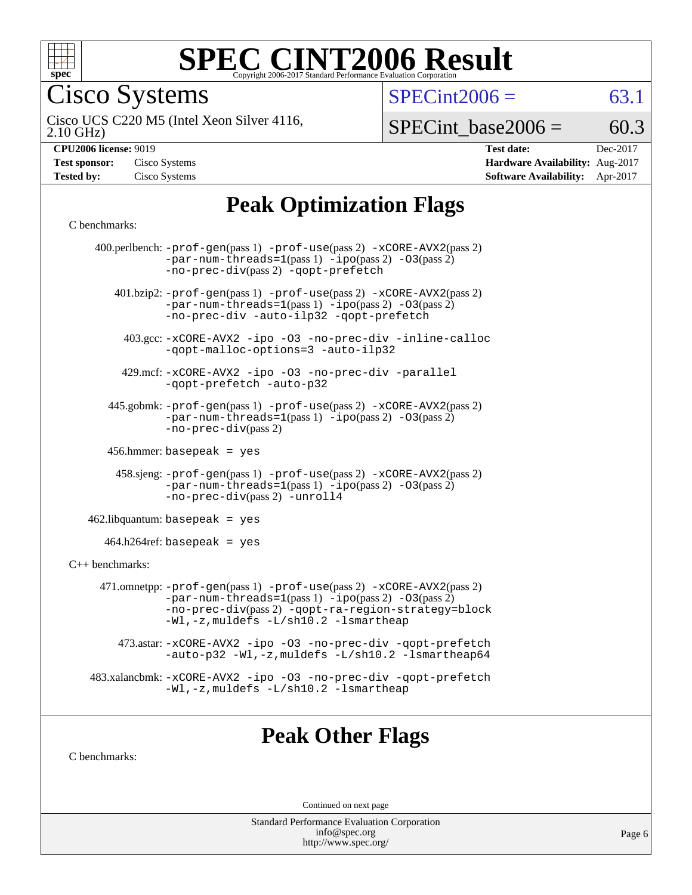# SPEC CINT2006 Result

Copyright 2006-2017 Standard Performance Evaluation Corporation

## Cisco Systems

Cisco UCS C220 M5 (Intel Xeon Silver 4116, 2.10 GHz)

SPECint2006 = 63.1

SPECint_base2006 = 60.3

| | | | |
|---|---|---|---|
| **CPU2006 license:** 9019 | | **Test date:** | Dec-2017 |
| **Test sponsor:** | Cisco Systems | **Hardware Availability:** | Aug-2017 |
| **Tested by:** | Cisco Systems | **Software Availability:** | Apr-2017 |

## Peak Optimization Flags

C benchmarks:

400.perlbench: -prof-gen(pass 1) -prof-use(pass 2) -xCORE-AVX2(pass 2) -par-num-threads=1(pass 1) -ipo(pass 2) -O3(pass 2) -no-prec-div(pass 2) -qopt-prefetch

401.bzip2: -prof-gen(pass 1) -prof-use(pass 2) -xCORE-AVX2(pass 2) -par-num-threads=1(pass 1) -ipo(pass 2) -O3(pass 2) -no-prec-div -auto-ilp32 -qopt-prefetch

403.gcc: -xCORE-AVX2 -ipo -O3 -no-prec-div -inline-calloc -qopt-malloc-options=3 -auto-ilp32

429.mcf: -xCORE-AVX2 -ipo -O3 -no-prec-div -parallel -qopt-prefetch -auto-p32

445.gobmk: -prof-gen(pass 1) -prof-use(pass 2) -xCORE-AVX2(pass 2) -par-num-threads=1(pass 1) -ipo(pass 2) -O3(pass 2) -no-prec-div(pass 2)

456.hmmer: basepeak = yes

458.sjeng: -prof-gen(pass 1) -prof-use(pass 2) -xCORE-AVX2(pass 2) -par-num-threads=1(pass 1) -ipo(pass 2) -O3(pass 2) -no-prec-div(pass 2) -unroll4

462.libquantum: basepeak = yes

464.h264ref: basepeak = yes

C++ benchmarks:

471.omnetpp: -prof-gen(pass 1) -prof-use(pass 2) -xCORE-AVX2(pass 2) -par-num-threads=1(pass 1) -ipo(pass 2) -O3(pass 2) -no-prec-div(pass 2) -qopt-ra-region-strategy=block -Wl,-z,muldefs -L/sh10.2 -lsmartheap

473.astar: -xCORE-AVX2 -ipo -O3 -no-prec-div -qopt-prefetch -auto-p32 -Wl,-z,muldefs -L/sh10.2 -lsmartheap64

483.xalancbmk: -xCORE-AVX2 -ipo -O3 -no-prec-div -qopt-prefetch -Wl,-z,muldefs -L/sh10.2 -lsmartheap

## Peak Other Flags

C benchmarks:

Continued on next page

Standard Performance Evaluation Corporation
info@spec.org
http://www.spec.org/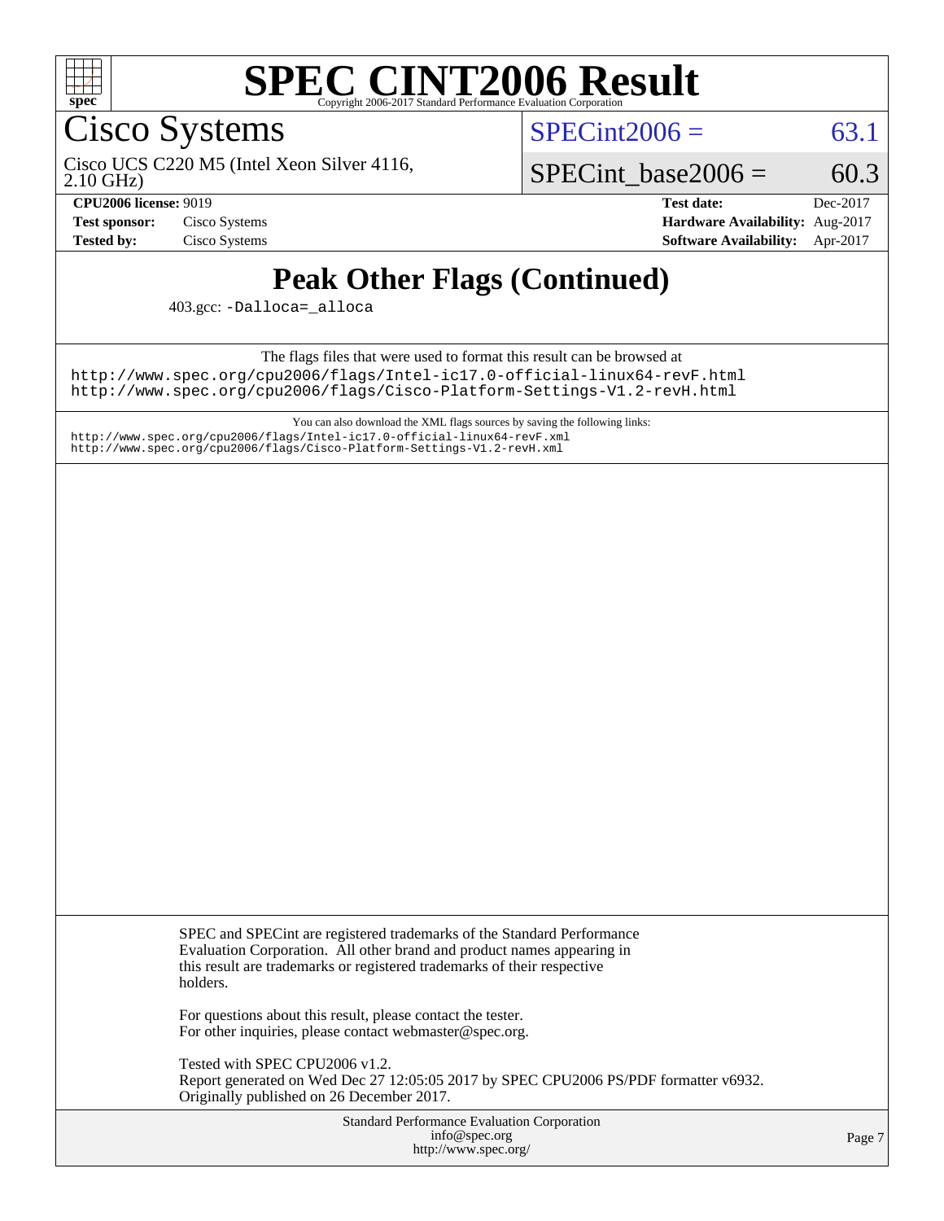# Peak Other Flags (Continued)

403.gcc: -Dalloca=_alloca

The flags files that were used to format this result can be browsed at
http://www.spec.org/cpu2006/flags/Intel-ic17.0-official-linux64-revF.html
http://www.spec.org/cpu2006/flags/Cisco-Platform-Settings-V1.2-revH.html

You can also download the XML flags sources by saving the following links:
http://www.spec.org/cpu2006/flags/Intel-ic17.0-official-linux64-revF.xml
http://www.spec.org/cpu2006/flags/Cisco-Platform-Settings-V1.2-revH.xml

SPEC and SPECint are registered trademarks of the Standard Performance Evaluation Corporation. All other brand and product names appearing in this result are trademarks or registered trademarks of their respective holders.

For questions about this result, please contact the tester.
For other inquiries, please contact webmaster@spec.org.

Tested with SPEC CPU2006 v1.2.
Report generated on Wed Dec 27 12:05:05 2017 by SPEC CPU2006 PS/PDF formatter v6932.
Originally published on 26 December 2017.